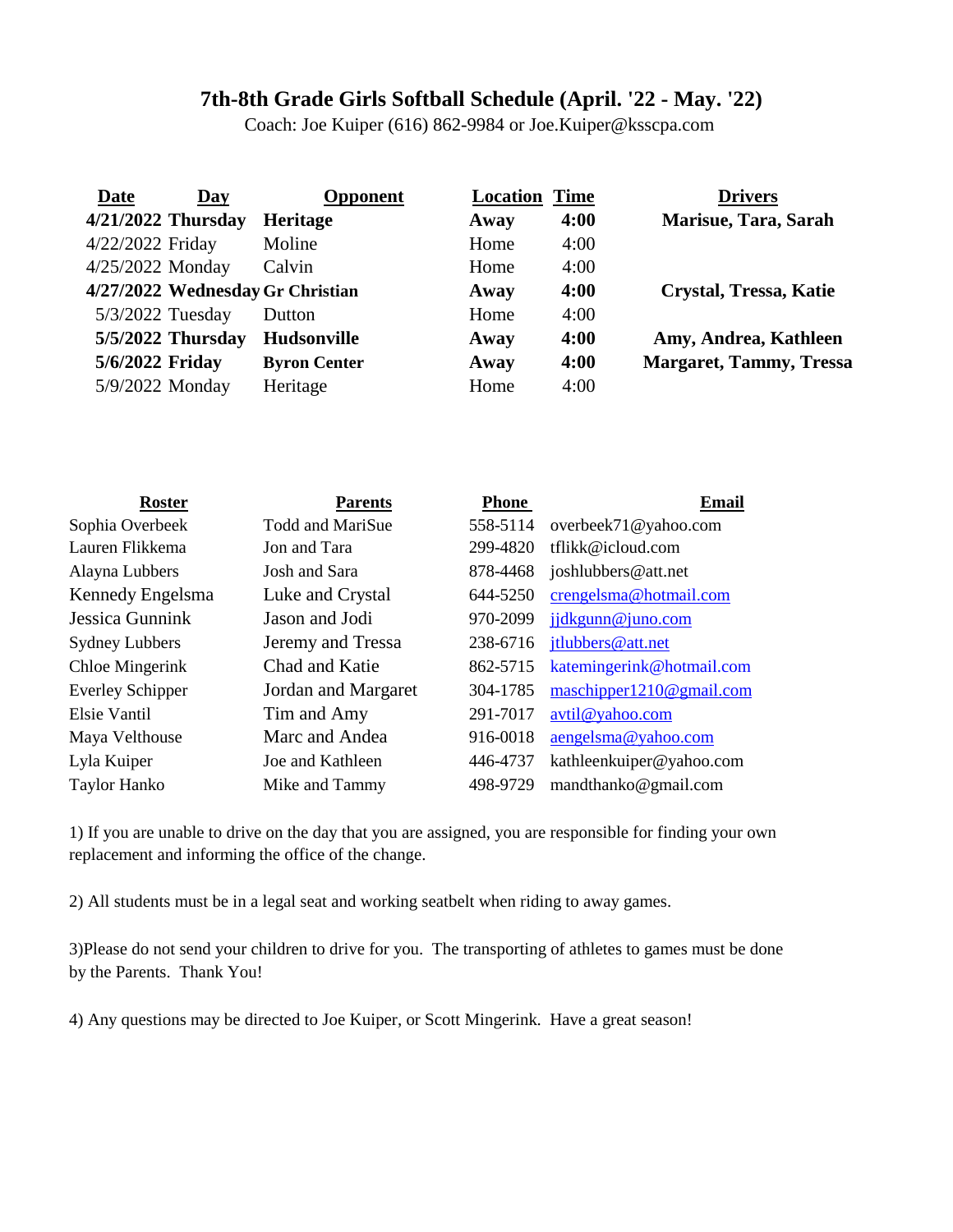# 7th-8th Grade Girls Softball Schedule (April. '22 - May. '22)

Coach: Joe Kuiper (616) 862-9984 or Joe.Kuiper@ksscpa.com

| Date | Day | Opponent | Location | Time | Drivers |
|---|---|---|---|---|---|
| **4/21/2022** | **Thursday** | **Heritage** | **Away** | **4:00** | **Marisue, Tara, Sarah** |
| 4/22/2022 | Friday | Moline | Home | 4:00 | |
| 4/25/2022 | Monday | Calvin | Home | 4:00 | |
| **4/27/2022** | **Wednesday** | **Gr Christian** | **Away** | **4:00** | **Crystal, Tressa, Katie** |
| 5/3/2022 | Tuesday | Dutton | Home | 4:00 | |
| **5/5/2022** | **Thursday** | **Hudsonville** | **Away** | **4:00** | **Amy, Andrea, Kathleen** |
| **5/6/2022** | **Friday** | **Byron Center** | **Away** | **4:00** | **Margaret, Tammy, Tressa** |
| 5/9/2022 | Monday | Heritage | Home | 4:00 | |

| Roster | Parents | Phone | Email |
|---|---|---|---|
| Sophia Overbeek | Todd and MariSue | 558-5114 | overbeek71@yahoo.com |
| Lauren Flikkema | Jon and Tara | 299-4820 | tflikk@icloud.com |
| Alayna Lubbers | Josh and Sara | 878-4468 | joshlubbers@att.net |
| Kennedy Engelsma | Luke and Crystal | 644-5250 | crengelsma@hotmail.com |
| Jessica Gunnink | Jason and Jodi | 970-2099 | jjdkgunn@juno.com |
| Sydney Lubbers | Jeremy and Tressa | 238-6716 | jtlubbers@att.net |
| Chloe Mingerink | Chad and Katie | 862-5715 | katemingerink@hotmail.com |
| Everley Schipper | Jordan and Margaret | 304-1785 | maschipper1210@gmail.com |
| Elsie Vantil | Tim and Amy | 291-7017 | avtil@yahoo.com |
| Maya Velthouse | Marc and Andea | 916-0018 | aengelsma@yahoo.com |
| Lyla Kuiper | Joe and Kathleen | 446-4737 | kathleenkuiper@yahoo.com |
| Taylor Hanko | Mike and Tammy | 498-9729 | mandthanko@gmail.com |

1) If you are unable to drive on the day that you are assigned, you are responsible for finding your own replacement and informing the office of the change.

2) All students must be in a legal seat and working seatbelt when riding to away games.

3)Please do not send your children to drive for you. The transporting of athletes to games must be done by the Parents. Thank You!

4) Any questions may be directed to Joe Kuiper, or Scott Mingerink. Have a great season!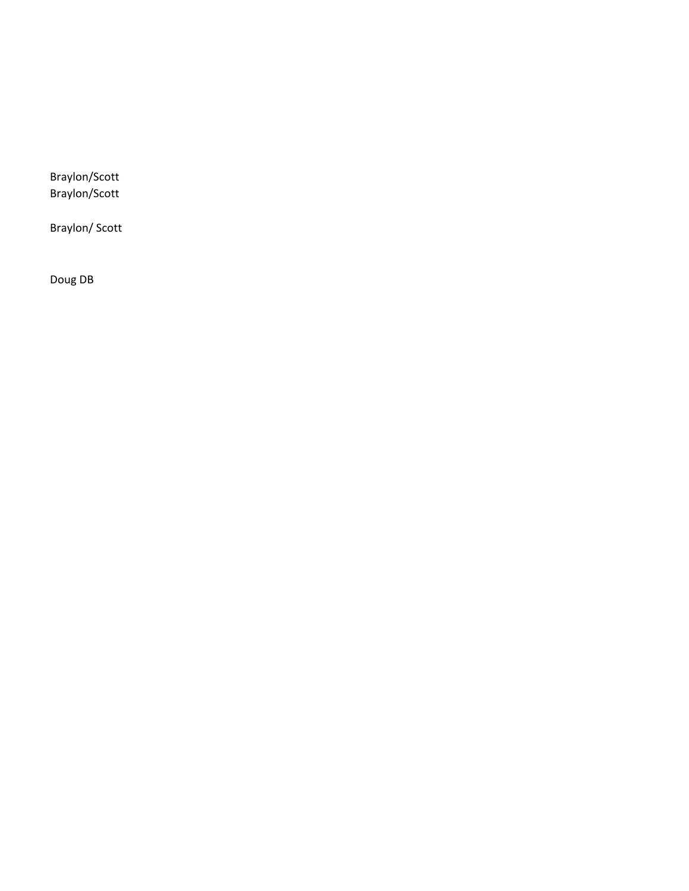Braylon/Scott
Braylon/Scott

Braylon/ Scott

Doug DB